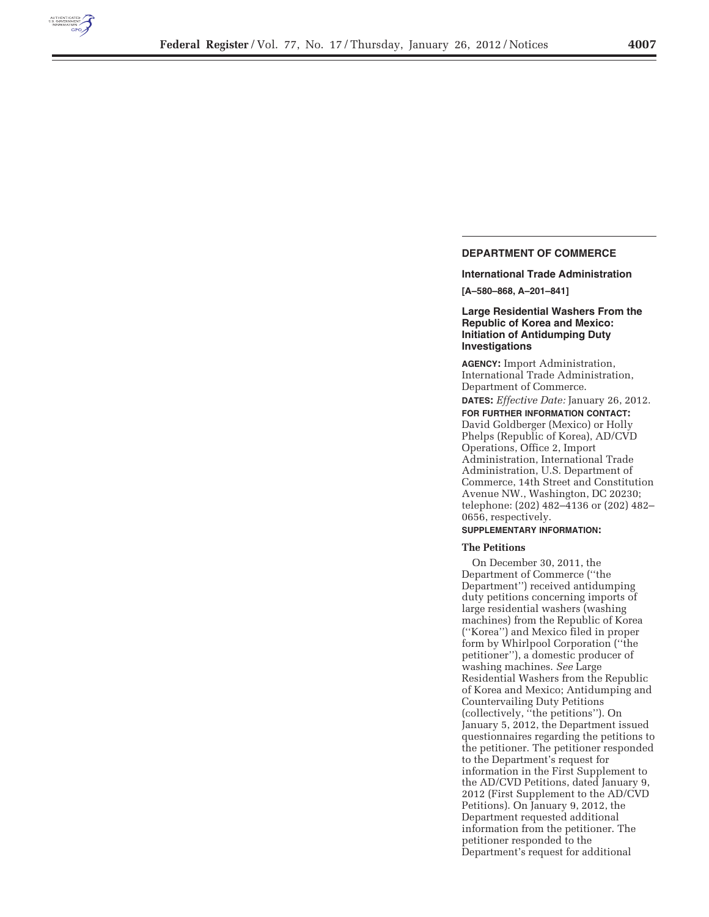## DEPARTMENT OF COMMERCE

### International Trade Administration

**[A–580–868, A–201–841]**

### Large Residential Washers From the Republic of Korea and Mexico: Initiation of Antidumping Duty Investigations

**AGENCY:** Import Administration, International Trade Administration, Department of Commerce.

**DATES:** *Effective Date:* January 26, 2012.

**FOR FURTHER INFORMATION CONTACT:** David Goldberger (Mexico) or Holly Phelps (Republic of Korea), AD/CVD Operations, Office 2, Import Administration, International Trade Administration, U.S. Department of Commerce, 14th Street and Constitution Avenue NW., Washington, DC 20230; telephone: (202) 482–4136 or (202) 482–0656, respectively.

**SUPPLEMENTARY INFORMATION:**

#### The Petitions

On December 30, 2011, the Department of Commerce (''the Department'') received antidumping duty petitions concerning imports of large residential washers (washing machines) from the Republic of Korea (''Korea'') and Mexico filed in proper form by Whirlpool Corporation (''the petitioner''), a domestic producer of washing machines. *See* Large Residential Washers from the Republic of Korea and Mexico; Antidumping and Countervailing Duty Petitions (collectively, ''the petitions''). On January 5, 2012, the Department issued questionnaires regarding the petitions to the petitioner. The petitioner responded to the Department's request for information in the First Supplement to the AD/CVD Petitions, dated January 9, 2012 (First Supplement to the AD/CVD Petitions). On January 9, 2012, the Department requested additional information from the petitioner. The petitioner responded to the Department's request for additional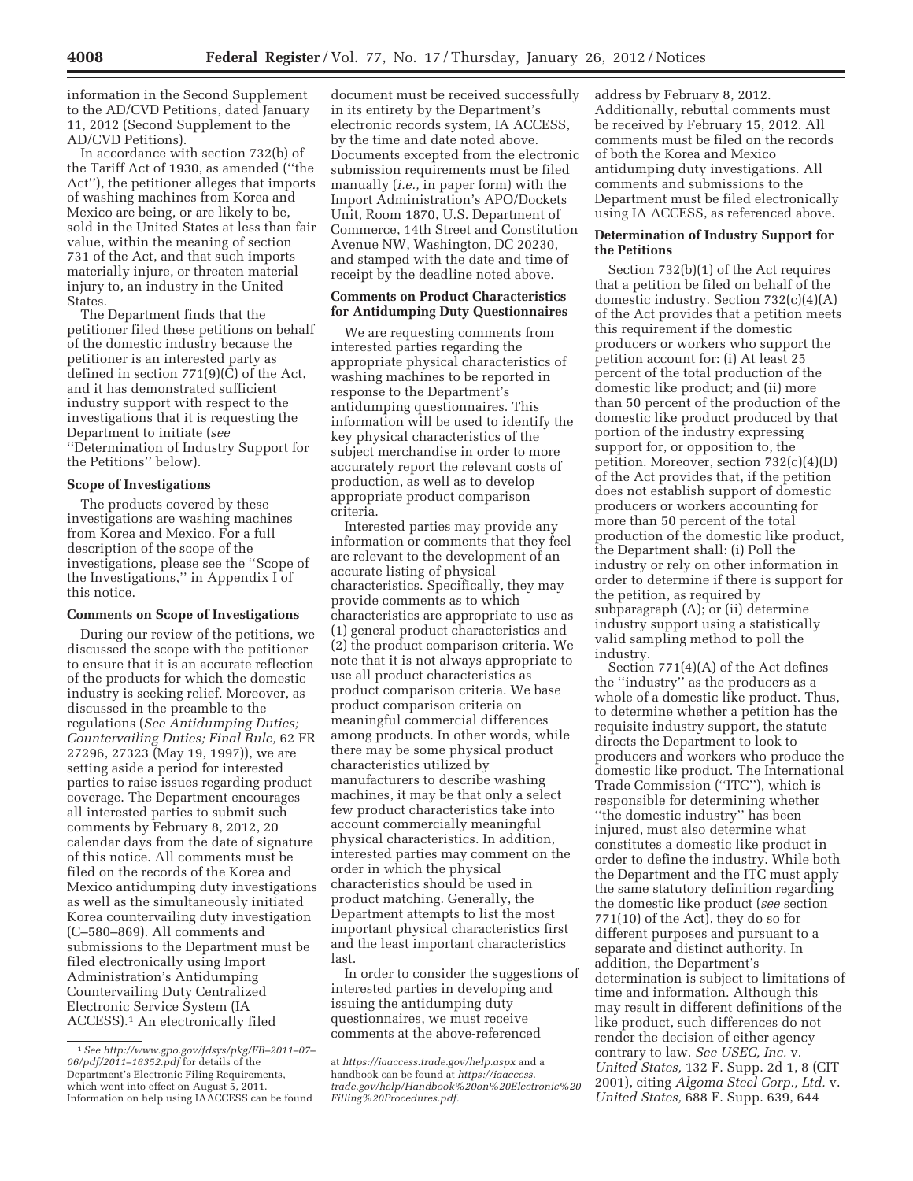information in the Second Supplement to the AD/CVD Petitions, dated January 11, 2012 (Second Supplement to the AD/CVD Petitions).

In accordance with section 732(b) of the Tariff Act of 1930, as amended (''the Act''), the petitioner alleges that imports of washing machines from Korea and Mexico are being, or are likely to be, sold in the United States at less than fair value, within the meaning of section 731 of the Act, and that such imports materially injure, or threaten material injury to, an industry in the United States.

The Department finds that the petitioner filed these petitions on behalf of the domestic industry because the petitioner is an interested party as defined in section 771(9)(C) of the Act, and it has demonstrated sufficient industry support with respect to the investigations that it is requesting the Department to initiate (*see* ''Determination of Industry Support for the Petitions'' below).

## Scope of Investigations

The products covered by these investigations are washing machines from Korea and Mexico. For a full description of the scope of the investigations, please see the ''Scope of the Investigations,'' in Appendix I of this notice.

## Comments on Scope of Investigations

During our review of the petitions, we discussed the scope with the petitioner to ensure that it is an accurate reflection of the products for which the domestic industry is seeking relief. Moreover, as discussed in the preamble to the regulations (*See Antidumping Duties; Countervailing Duties; Final Rule,* 62 FR 27296, 27323 (May 19, 1997)), we are setting aside a period for interested parties to raise issues regarding product coverage. The Department encourages all interested parties to submit such comments by February 8, 2012, 20 calendar days from the date of signature of this notice. All comments must be filed on the records of the Korea and Mexico antidumping duty investigations as well as the simultaneously initiated Korea countervailing duty investigation (C–580–869). All comments and submissions to the Department must be filed electronically using Import Administration's Antidumping Countervailing Duty Centralized Electronic Service System (IA ACCESS).[1] An electronically filed document must be received successfully in its entirety by the Department's electronic records system, IA ACCESS, by the time and date noted above. Documents excepted from the electronic submission requirements must be filed manually (*i.e.,* in paper form) with the Import Administration's APO/Dockets Unit, Room 1870, U.S. Department of Commerce, 14th Street and Constitution Avenue NW, Washington, DC 20230, and stamped with the date and time of receipt by the deadline noted above.

## Comments on Product Characteristics for Antidumping Duty Questionnaires

We are requesting comments from interested parties regarding the appropriate physical characteristics of washing machines to be reported in response to the Department's antidumping questionnaires. This information will be used to identify the key physical characteristics of the subject merchandise in order to more accurately report the relevant costs of production, as well as to develop appropriate product comparison criteria.

Interested parties may provide any information or comments that they feel are relevant to the development of an accurate listing of physical characteristics. Specifically, they may provide comments as to which characteristics are appropriate to use as (1) general product characteristics and (2) the product comparison criteria. We note that it is not always appropriate to use all product characteristics as product comparison criteria. We base product comparison criteria on meaningful commercial differences among products. In other words, while there may be some physical product characteristics utilized by manufacturers to describe washing machines, it may be that only a select few product characteristics take into account commercially meaningful physical characteristics. In addition, interested parties may comment on the order in which the physical characteristics should be used in product matching. Generally, the Department attempts to list the most important physical characteristics first and the least important characteristics last.

In order to consider the suggestions of interested parties in developing and issuing the antidumping duty questionnaires, we must receive comments at the above-referenced address by February 8, 2012. Additionally, rebuttal comments must be received by February 15, 2012. All comments must be filed on the records of both the Korea and Mexico antidumping duty investigations. All comments and submissions to the Department must be filed electronically using IA ACCESS, as referenced above.

## Determination of Industry Support for the Petitions

Section 732(b)(1) of the Act requires that a petition be filed on behalf of the domestic industry. Section 732(c)(4)(A) of the Act provides that a petition meets this requirement if the domestic producers or workers who support the petition account for: (i) At least 25 percent of the total production of the domestic like product; and (ii) more than 50 percent of the production of the domestic like product produced by that portion of the industry expressing support for, or opposition to, the petition. Moreover, section 732(c)(4)(D) of the Act provides that, if the petition does not establish support of domestic producers or workers accounting for more than 50 percent of the total production of the domestic like product, the Department shall: (i) Poll the industry or rely on other information in order to determine if there is support for the petition, as required by subparagraph (A); or (ii) determine industry support using a statistically valid sampling method to poll the industry.

Section 771(4)(A) of the Act defines the ''industry'' as the producers as a whole of a domestic like product. Thus, to determine whether a petition has the requisite industry support, the statute directs the Department to look to producers and workers who produce the domestic like product. The International Trade Commission (''ITC''), which is responsible for determining whether ''the domestic industry'' has been injured, must also determine what constitutes a domestic like product in order to define the industry. While both the Department and the ITC must apply the same statutory definition regarding the domestic like product (*see* section 771(10) of the Act), they do so for different purposes and pursuant to a separate and distinct authority. In addition, the Department's determination is subject to limitations of time and information. Although this may result in different definitions of the like product, such differences do not render the decision of either agency contrary to law. *See USEC, Inc.* v. *United States,* 132 F. Supp. 2d 1, 8 (CIT 2001), citing *Algoma Steel Corp., Ltd.* v. *United States,* 688 F. Supp. 639, 644

---

[1] *See http://www.gpo.gov/fdsys/pkg/FR–2011–07–06/pdf/2011–16352.pdf* for details of the Department's Electronic Filing Requirements, which went into effect on August 5, 2011. Information on help using IAACCESS can be found at *https://iaaccess.trade.gov/help.aspx* and a handbook can be found at *https://iaaccess.trade.gov/help/Handbook%20on%20Electronic%20Filling%20Procedures.pdf.*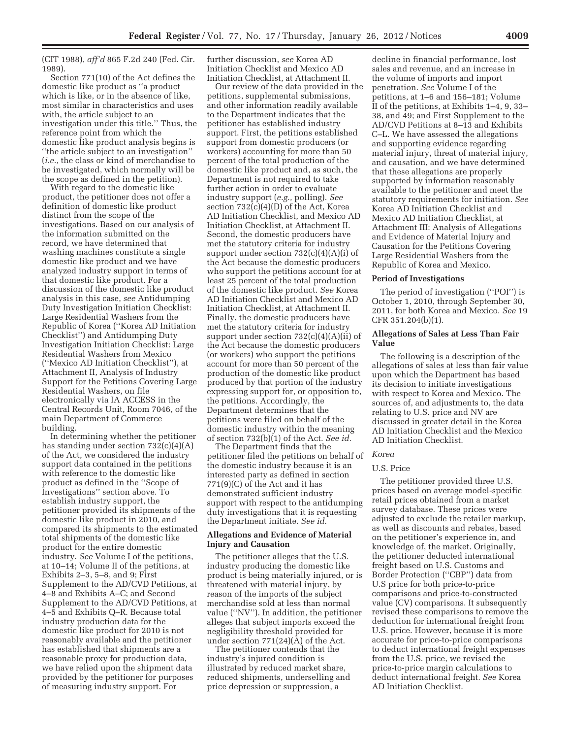(CIT 1988), *aff'd* 865 F.2d 240 (Fed. Cir. 1989).

Section 771(10) of the Act defines the domestic like product as "a product which is like, or in the absence of like, most similar in characteristics and uses with, the article subject to an investigation under this title." Thus, the reference point from which the domestic like product analysis begins is "the article subject to an investigation" (*i.e.,* the class or kind of merchandise to be investigated, which normally will be the scope as defined in the petition).

With regard to the domestic like product, the petitioner does not offer a definition of domestic like product distinct from the scope of the investigations. Based on our analysis of the information submitted on the record, we have determined that washing machines constitute a single domestic like product and we have analyzed industry support in terms of that domestic like product. For a discussion of the domestic like product analysis in this case, *see* Antidumping Duty Investigation Initiation Checklist: Large Residential Washers from the Republic of Korea ("Korea AD Initiation Checklist") and Antidumping Duty Investigation Initiation Checklist: Large Residential Washers from Mexico ("Mexico AD Initiation Checklist"), at Attachment II, Analysis of Industry Support for the Petitions Covering Large Residential Washers, on file electronically via IA ACCESS in the Central Records Unit, Room 7046, of the main Department of Commerce building.

In determining whether the petitioner has standing under section 732(c)(4)(A) of the Act, we considered the industry support data contained in the petitions with reference to the domestic like product as defined in the "Scope of Investigations" section above. To establish industry support, the petitioner provided its shipments of the domestic like product in 2010, and compared its shipments to the estimated total shipments of the domestic like product for the entire domestic industry. *See* Volume I of the petitions, at 10–14; Volume II of the petitions, at Exhibits 2–3, 5–8, and 9; First Supplement to the AD/CVD Petitions, at 4–8 and Exhibits A–C; and Second Supplement to the AD/CVD Petitions, at 4–5 and Exhibits Q–R. Because total industry production data for the domestic like product for 2010 is not reasonably available and the petitioner has established that shipments are a reasonable proxy for production data, we have relied upon the shipment data provided by the petitioner for purposes of measuring industry support. For further discussion, *see* Korea AD Initiation Checklist and Mexico AD Initiation Checklist, at Attachment II.

Our review of the data provided in the petitions, supplemental submissions, and other information readily available to the Department indicates that the petitioner has established industry support. First, the petitions established support from domestic producers (or workers) accounting for more than 50 percent of the total production of the domestic like product and, as such, the Department is not required to take further action in order to evaluate industry support (*e.g.,* polling). *See* section 732(c)(4)(D) of the Act, Korea AD Initiation Checklist, and Mexico AD Initiation Checklist, at Attachment II. Second, the domestic producers have met the statutory criteria for industry support under section 732(c)(4)(A)(i) of the Act because the domestic producers who support the petitions account for at least 25 percent of the total production of the domestic like product. *See* Korea AD Initiation Checklist and Mexico AD Initiation Checklist, at Attachment II. Finally, the domestic producers have met the statutory criteria for industry support under section 732(c)(4)(A)(ii) of the Act because the domestic producers (or workers) who support the petitions account for more than 50 percent of the production of the domestic like product produced by that portion of the industry expressing support for, or opposition to, the petitions. Accordingly, the Department determines that the petitions were filed on behalf of the domestic industry within the meaning of section 732(b)(1) of the Act. *See id.*

The Department finds that the petitioner filed the petitions on behalf of the domestic industry because it is an interested party as defined in section 771(9)(C) of the Act and it has demonstrated sufficient industry support with respect to the antidumping duty investigations that it is requesting the Department initiate. *See id.*

### Allegations and Evidence of Material Injury and Causation

The petitioner alleges that the U.S. industry producing the domestic like product is being materially injured, or is threatened with material injury, by reason of the imports of the subject merchandise sold at less than normal value ("NV"). In addition, the petitioner alleges that subject imports exceed the negligibility threshold provided for under section 771(24)(A) of the Act.

The petitioner contends that the industry's injured condition is illustrated by reduced market share, reduced shipments, underselling and price depression or suppression, a decline in financial performance, lost sales and revenue, and an increase in the volume of imports and import penetration. *See* Volume I of the petitions, at 1–6 and 156–181; Volume II of the petitions, at Exhibits 1–4, 9, 33–38, and 49; and First Supplement to the AD/CVD Petitions at 8–13 and Exhibits C–L. We have assessed the allegations and supporting evidence regarding material injury, threat of material injury, and causation, and we have determined that these allegations are properly supported by information reasonably available to the petitioner and meet the statutory requirements for initiation. *See* Korea AD Initiation Checklist and Mexico AD Initiation Checklist, at Attachment III: Analysis of Allegations and Evidence of Material Injury and Causation for the Petitions Covering Large Residential Washers from the Republic of Korea and Mexico.

### Period of Investigations

The period of investigation ("POI") is October 1, 2010, through September 30, 2011, for both Korea and Mexico. *See* 19 CFR 351.204(b)(1).

### Allegations of Sales at Less Than Fair Value

The following is a description of the allegations of sales at less than fair value upon which the Department has based its decision to initiate investigations with respect to Korea and Mexico. The sources of, and adjustments to, the data relating to U.S. price and NV are discussed in greater detail in the Korea AD Initiation Checklist and the Mexico AD Initiation Checklist.

*Korea*

U.S. Price

The petitioner provided three U.S. prices based on average model-specific retail prices obtained from a market survey database. These prices were adjusted to exclude the retailer markup, as well as discounts and rebates, based on the petitioner's experience in, and knowledge of, the market. Originally, the petitioner deducted international freight based on U.S. Customs and Border Protection ("CBP") data from U.S price for both price-to-price comparisons and price-to-constructed value (CV) comparisons. It subsequently revised these comparisons to remove the deduction for international freight from U.S. price. However, because it is more accurate for price-to-price comparisons to deduct international freight expenses from the U.S. price, we revised the price-to-price margin calculations to deduct international freight. *See* Korea AD Initiation Checklist.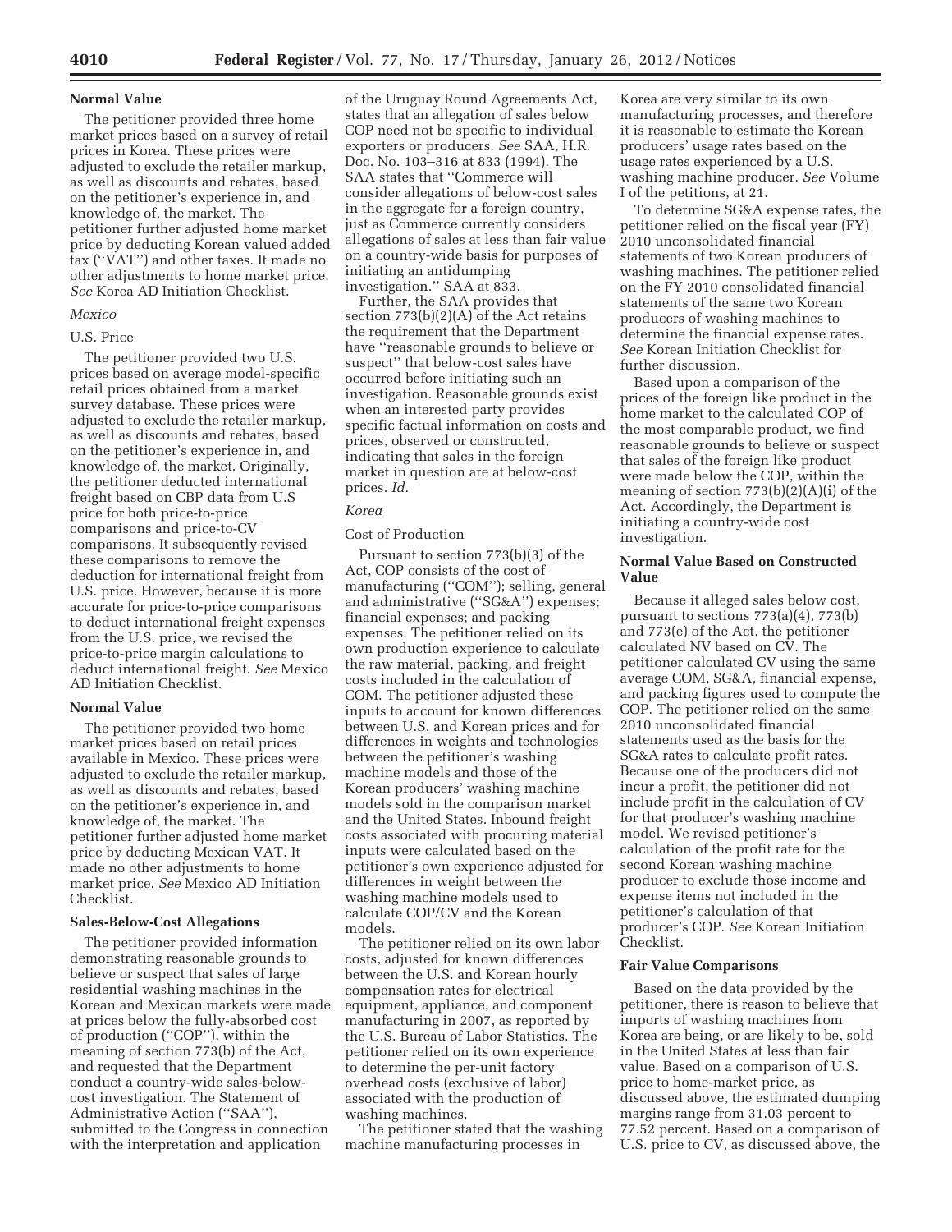### Normal Value

The petitioner provided three home market prices based on a survey of retail prices in Korea. These prices were adjusted to exclude the retailer markup, as well as discounts and rebates, based on the petitioner's experience in, and knowledge of, the market. The petitioner further adjusted home market price by deducting Korean valued added tax (''VAT'') and other taxes. It made no other adjustments to home market price. *See* Korea AD Initiation Checklist.

*Mexico*

U.S. Price

The petitioner provided two U.S. prices based on average model-specific retail prices obtained from a market survey database. These prices were adjusted to exclude the retailer markup, as well as discounts and rebates, based on the petitioner's experience in, and knowledge of, the market. Originally, the petitioner deducted international freight based on CBP data from U.S price for both price-to-price comparisons and price-to-CV comparisons. It subsequently revised these comparisons to remove the deduction for international freight from U.S. price. However, because it is more accurate for price-to-price comparisons to deduct international freight expenses from the U.S. price, we revised the price-to-price margin calculations to deduct international freight. *See* Mexico AD Initiation Checklist.

### Normal Value

The petitioner provided two home market prices based on retail prices available in Mexico. These prices were adjusted to exclude the retailer markup, as well as discounts and rebates, based on the petitioner's experience in, and knowledge of, the market. The petitioner further adjusted home market price by deducting Mexican VAT. It made no other adjustments to home market price. *See* Mexico AD Initiation Checklist.

### Sales-Below-Cost Allegations

The petitioner provided information demonstrating reasonable grounds to believe or suspect that sales of large residential washing machines in the Korean and Mexican markets were made at prices below the fully-absorbed cost of production (''COP''), within the meaning of section 773(b) of the Act, and requested that the Department conduct a country-wide sales-below-cost investigation. The Statement of Administrative Action (''SAA''), submitted to the Congress in connection with the interpretation and application of the Uruguay Round Agreements Act, states that an allegation of sales below COP need not be specific to individual exporters or producers. *See* SAA, H.R. Doc. No. 103–316 at 833 (1994). The SAA states that ''Commerce will consider allegations of below-cost sales in the aggregate for a foreign country, just as Commerce currently considers allegations of sales at less than fair value on a country-wide basis for purposes of initiating an antidumping investigation.'' SAA at 833.

Further, the SAA provides that section 773(b)(2)(A) of the Act retains the requirement that the Department have ''reasonable grounds to believe or suspect'' that below-cost sales have occurred before initiating such an investigation. Reasonable grounds exist when an interested party provides specific factual information on costs and prices, observed or constructed, indicating that sales in the foreign market in question are at below-cost prices. *Id.*

*Korea*

Cost of Production

Pursuant to section 773(b)(3) of the Act, COP consists of the cost of manufacturing (''COM''); selling, general and administrative (''SG&A'') expenses; financial expenses; and packing expenses. The petitioner relied on its own production experience to calculate the raw material, packing, and freight costs included in the calculation of COM. The petitioner adjusted these inputs to account for known differences between U.S. and Korean prices and for differences in weights and technologies between the petitioner's washing machine models and those of the Korean producers' washing machine models sold in the comparison market and the United States. Inbound freight costs associated with procuring material inputs were calculated based on the petitioner's own experience adjusted for differences in weight between the washing machine models used to calculate COP/CV and the Korean models.

The petitioner relied on its own labor costs, adjusted for known differences between the U.S. and Korean hourly compensation rates for electrical equipment, appliance, and component manufacturing in 2007, as reported by the U.S. Bureau of Labor Statistics. The petitioner relied on its own experience to determine the per-unit factory overhead costs (exclusive of labor) associated with the production of washing machines.

The petitioner stated that the washing machine manufacturing processes in Korea are very similar to its own manufacturing processes, and therefore it is reasonable to estimate the Korean producers' usage rates based on the usage rates experienced by a U.S. washing machine producer. *See* Volume I of the petitions, at 21.

To determine SG&A expense rates, the petitioner relied on the fiscal year (FY) 2010 unconsolidated financial statements of two Korean producers of washing machines. The petitioner relied on the FY 2010 consolidated financial statements of the same two Korean producers of washing machines to determine the financial expense rates. *See* Korean Initiation Checklist for further discussion.

Based upon a comparison of the prices of the foreign like product in the home market to the calculated COP of the most comparable product, we find reasonable grounds to believe or suspect that sales of the foreign like product were made below the COP, within the meaning of section 773(b)(2)(A)(i) of the Act. Accordingly, the Department is initiating a country-wide cost investigation.

### Normal Value Based on Constructed Value

Because it alleged sales below cost, pursuant to sections 773(a)(4), 773(b) and 773(e) of the Act, the petitioner calculated NV based on CV. The petitioner calculated CV using the same average COM, SG&A, financial expense, and packing figures used to compute the COP. The petitioner relied on the same 2010 unconsolidated financial statements used as the basis for the SG&A rates to calculate profit rates. Because one of the producers did not incur a profit, the petitioner did not include profit in the calculation of CV for that producer's washing machine model. We revised petitioner's calculation of the profit rate for the second Korean washing machine producer to exclude those income and expense items not included in the petitioner's calculation of that producer's COP. *See* Korean Initiation Checklist.

### Fair Value Comparisons

Based on the data provided by the petitioner, there is reason to believe that imports of washing machines from Korea are being, or are likely to be, sold in the United States at less than fair value. Based on a comparison of U.S. price to home-market price, as discussed above, the estimated dumping margins range from 31.03 percent to 77.52 percent. Based on a comparison of U.S. price to CV, as discussed above, the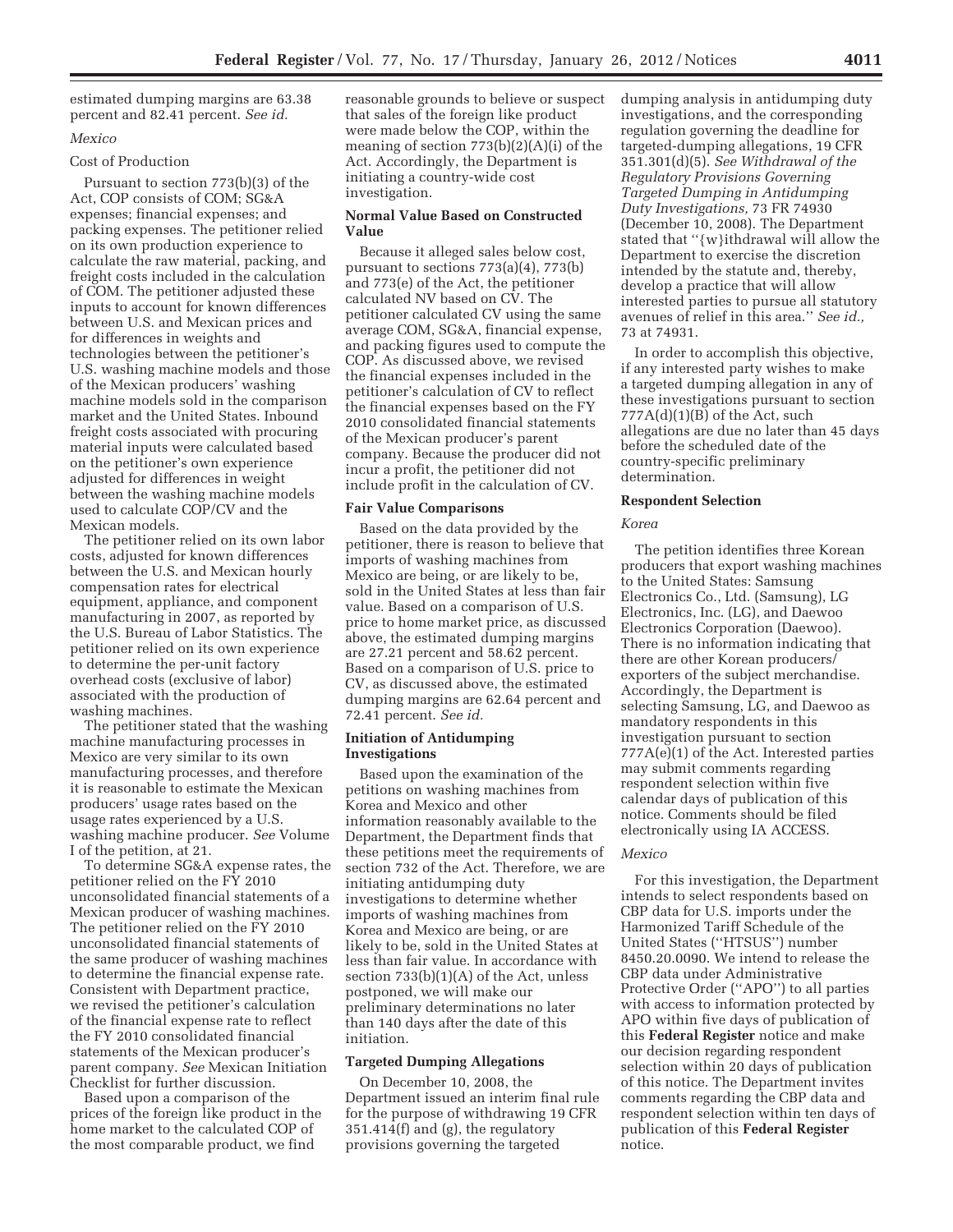estimated dumping margins are 63.38 percent and 82.41 percent. *See id.*

*Mexico*

Cost of Production

Pursuant to section 773(b)(3) of the Act, COP consists of COM; SG&A expenses; financial expenses; and packing expenses. The petitioner relied on its own production experience to calculate the raw material, packing, and freight costs included in the calculation of COM. The petitioner adjusted these inputs to account for known differences between U.S. and Mexican prices and for differences in weights and technologies between the petitioner's U.S. washing machine models and those of the Mexican producers' washing machine models sold in the comparison market and the United States. Inbound freight costs associated with procuring material inputs were calculated based on the petitioner's own experience adjusted for differences in weight between the washing machine models used to calculate COP/CV and the Mexican models.

The petitioner relied on its own labor costs, adjusted for known differences between the U.S. and Mexican hourly compensation rates for electrical equipment, appliance, and component manufacturing in 2007, as reported by the U.S. Bureau of Labor Statistics. The petitioner relied on its own experience to determine the per-unit factory overhead costs (exclusive of labor) associated with the production of washing machines.

The petitioner stated that the washing machine manufacturing processes in Mexico are very similar to its own manufacturing processes, and therefore it is reasonable to estimate the Mexican producers' usage rates based on the usage rates experienced by a U.S. washing machine producer. *See* Volume I of the petition, at 21.

To determine SG&A expense rates, the petitioner relied on the FY 2010 unconsolidated financial statements of a Mexican producer of washing machines. The petitioner relied on the FY 2010 unconsolidated financial statements of the same producer of washing machines to determine the financial expense rate. Consistent with Department practice, we revised the petitioner's calculation of the financial expense rate to reflect the FY 2010 consolidated financial statements of the Mexican producer's parent company. *See* Mexican Initiation Checklist for further discussion.

Based upon a comparison of the prices of the foreign like product in the home market to the calculated COP of the most comparable product, we find reasonable grounds to believe or suspect that sales of the foreign like product were made below the COP, within the meaning of section 773(b)(2)(A)(i) of the Act. Accordingly, the Department is initiating a country-wide cost investigation.

**Normal Value Based on Constructed Value**

Because it alleged sales below cost, pursuant to sections 773(a)(4), 773(b) and 773(e) of the Act, the petitioner calculated NV based on CV. The petitioner calculated CV using the same average COM, SG&A, financial expense, and packing figures used to compute the COP. As discussed above, we revised the financial expenses included in the petitioner's calculation of CV to reflect the financial expenses based on the FY 2010 consolidated financial statements of the Mexican producer's parent company. Because the producer did not incur a profit, the petitioner did not include profit in the calculation of CV.

**Fair Value Comparisons**

Based on the data provided by the petitioner, there is reason to believe that imports of washing machines from Mexico are being, or are likely to be, sold in the United States at less than fair value. Based on a comparison of U.S. price to home market price, as discussed above, the estimated dumping margins are 27.21 percent and 58.62 percent. Based on a comparison of U.S. price to CV, as discussed above, the estimated dumping margins are 62.64 percent and 72.41 percent. *See id.*

**Initiation of Antidumping Investigations**

Based upon the examination of the petitions on washing machines from Korea and Mexico and other information reasonably available to the Department, the Department finds that these petitions meet the requirements of section 732 of the Act. Therefore, we are initiating antidumping duty investigations to determine whether imports of washing machines from Korea and Mexico are being, or are likely to be, sold in the United States at less than fair value. In accordance with section 733(b)(1)(A) of the Act, unless postponed, we will make our preliminary determinations no later than 140 days after the date of this initiation.

**Targeted Dumping Allegations**

On December 10, 2008, the Department issued an interim final rule for the purpose of withdrawing 19 CFR 351.414(f) and (g), the regulatory provisions governing the targeted dumping analysis in antidumping duty investigations, and the corresponding regulation governing the deadline for targeted-dumping allegations, 19 CFR 351.301(d)(5). *See Withdrawal of the Regulatory Provisions Governing Targeted Dumping in Antidumping Duty Investigations,* 73 FR 74930 (December 10, 2008). The Department stated that "{w}ithdrawal will allow the Department to exercise the discretion intended by the statute and, thereby, develop a practice that will allow interested parties to pursue all statutory avenues of relief in this area." *See id.,* 73 at 74931.

In order to accomplish this objective, if any interested party wishes to make a targeted dumping allegation in any of these investigations pursuant to section 777A(d)(1)(B) of the Act, such allegations are due no later than 45 days before the scheduled date of the country-specific preliminary determination.

**Respondent Selection**

*Korea*

The petition identifies three Korean producers that export washing machines to the United States: Samsung Electronics Co., Ltd. (Samsung), LG Electronics, Inc. (LG), and Daewoo Electronics Corporation (Daewoo). There is no information indicating that there are other Korean producers/exporters of the subject merchandise. Accordingly, the Department is selecting Samsung, LG, and Daewoo as mandatory respondents in this investigation pursuant to section 777A(e)(1) of the Act. Interested parties may submit comments regarding respondent selection within five calendar days of publication of this notice. Comments should be filed electronically using IA ACCESS.

*Mexico*

For this investigation, the Department intends to select respondents based on CBP data for U.S. imports under the Harmonized Tariff Schedule of the United States ("HTSUS") number 8450.20.0090. We intend to release the CBP data under Administrative Protective Order ("APO") to all parties with access to information protected by APO within five days of publication of this **Federal Register** notice and make our decision regarding respondent selection within 20 days of publication of this notice. The Department invites comments regarding the CBP data and respondent selection within ten days of publication of this **Federal Register** notice.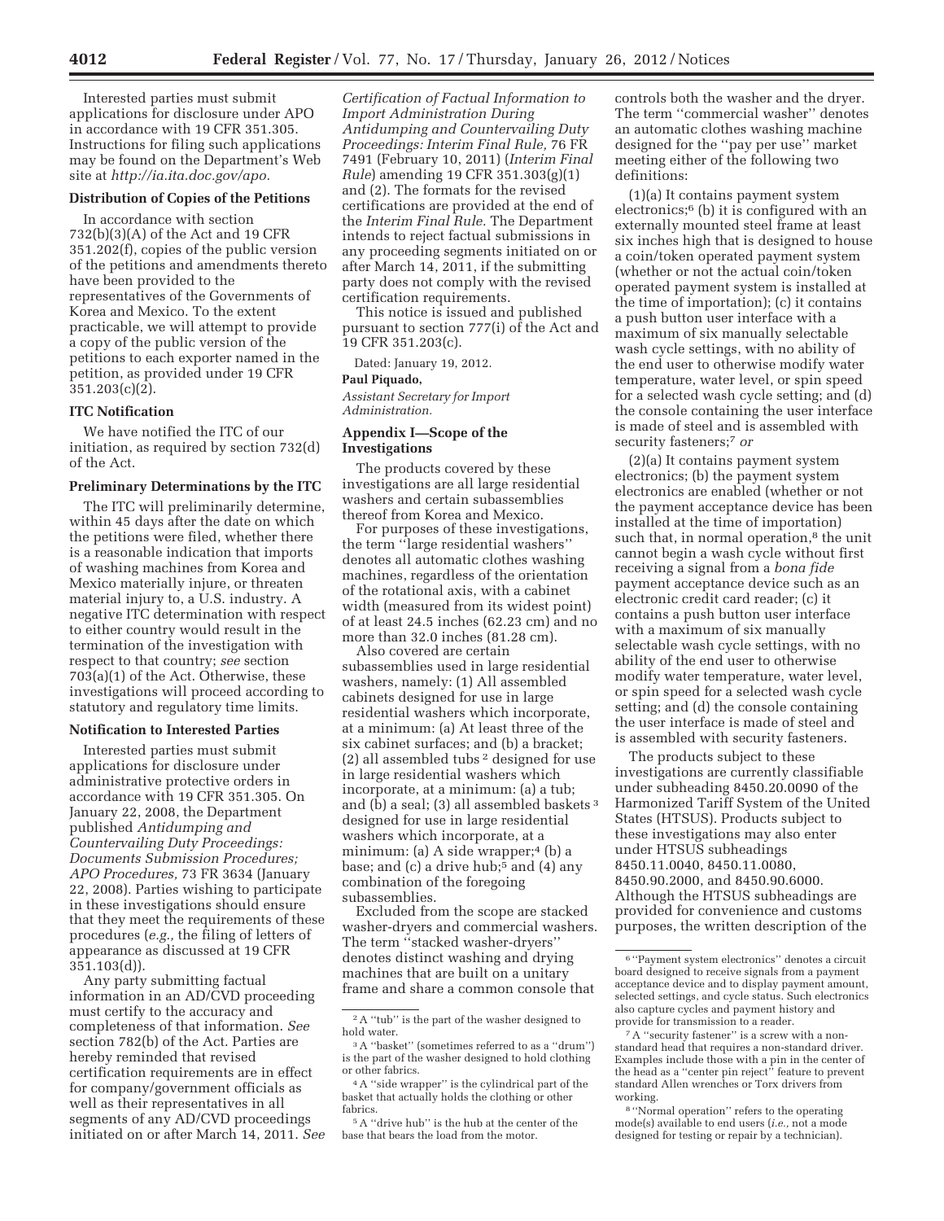Interested parties must submit applications for disclosure under APO in accordance with 19 CFR 351.305. Instructions for filing such applications may be found on the Department's Web site at *http://ia.ita.doc.gov/apo*.

### Distribution of Copies of the Petitions

In accordance with section 732(b)(3)(A) of the Act and 19 CFR 351.202(f), copies of the public version of the petitions and amendments thereto have been provided to the representatives of the Governments of Korea and Mexico. To the extent practicable, we will attempt to provide a copy of the public version of the petitions to each exporter named in the petition, as provided under 19 CFR 351.203(c)(2).

### ITC Notification

We have notified the ITC of our initiation, as required by section 732(d) of the Act.

### Preliminary Determinations by the ITC

The ITC will preliminarily determine, within 45 days after the date on which the petitions were filed, whether there is a reasonable indication that imports of washing machines from Korea and Mexico materially injure, or threaten material injury to, a U.S. industry. A negative ITC determination with respect to either country would result in the termination of the investigation with respect to that country; *see* section 703(a)(1) of the Act. Otherwise, these investigations will proceed according to statutory and regulatory time limits.

### Notification to Interested Parties

Interested parties must submit applications for disclosure under administrative protective orders in accordance with 19 CFR 351.305. On January 22, 2008, the Department published *Antidumping and Countervailing Duty Proceedings: Documents Submission Procedures; APO Procedures,* 73 FR 3634 (January 22, 2008). Parties wishing to participate in these investigations should ensure that they meet the requirements of these procedures (*e.g.,* the filing of letters of appearance as discussed at 19 CFR 351.103(d)).

Any party submitting factual information in an AD/CVD proceeding must certify to the accuracy and completeness of that information. *See* section 782(b) of the Act. Parties are hereby reminded that revised certification requirements are in effect for company/government officials as well as their representatives in all segments of any AD/CVD proceedings initiated on or after March 14, 2011. *See Certification of Factual Information to Import Administration During Antidumping and Countervailing Duty Proceedings: Interim Final Rule,* 76 FR 7491 (February 10, 2011) (*Interim Final Rule*) amending 19 CFR 351.303(g)(1) and (2). The formats for the revised certifications are provided at the end of the *Interim Final Rule.* The Department intends to reject factual submissions in any proceeding segments initiated on or after March 14, 2011, if the submitting party does not comply with the revised certification requirements.

This notice is issued and published pursuant to section 777(i) of the Act and 19 CFR 351.203(c).

Dated: January 19, 2012.

**Paul Piquado,**

*Assistant Secretary for Import Administration.*

### Appendix I—Scope of the Investigations

The products covered by these investigations are all large residential washers and certain subassemblies thereof from Korea and Mexico.

For purposes of these investigations, the term "large residential washers" denotes all automatic clothes washing machines, regardless of the orientation of the rotational axis, with a cabinet width (measured from its widest point) of at least 24.5 inches (62.23 cm) and no more than 32.0 inches (81.28 cm).

Also covered are certain subassemblies used in large residential washers, namely: (1) All assembled cabinets designed for use in large residential washers which incorporate, at a minimum: (a) At least three of the six cabinet surfaces; and (b) a bracket; (2) all assembled tubs [2] designed for use in large residential washers which incorporate, at a minimum: (a) a tub; and (b) a seal; (3) all assembled baskets [3] designed for use in large residential washers which incorporate, at a minimum: (a) A side wrapper;[4] (b) a base; and (c) a drive hub;[5] and (4) any combination of the foregoing subassemblies.

Excluded from the scope are stacked washer-dryers and commercial washers. The term "stacked washer-dryers" denotes distinct washing and drying machines that are built on a unitary frame and share a common console that controls both the washer and the dryer. The term "commercial washer" denotes an automatic clothes washing machine designed for the "pay per use" market meeting either of the following two definitions:

(1)(a) It contains payment system electronics;[6] (b) it is configured with an externally mounted steel frame at least six inches high that is designed to house a coin/token operated payment system (whether or not the actual coin/token operated payment system is installed at the time of importation); (c) it contains a push button user interface with a maximum of six manually selectable wash cycle settings, with no ability of the end user to otherwise modify water temperature, water level, or spin speed for a selected wash cycle setting; and (d) the console containing the user interface is made of steel and is assembled with security fasteners;[7] *or*

(2)(a) It contains payment system electronics; (b) the payment system electronics are enabled (whether or not the payment acceptance device has been installed at the time of importation) such that, in normal operation,[8] the unit cannot begin a wash cycle without first receiving a signal from a *bona fide* payment acceptance device such as an electronic credit card reader; (c) it contains a push button user interface with a maximum of six manually selectable wash cycle settings, with no ability of the end user to otherwise modify water temperature, water level, or spin speed for a selected wash cycle setting; and (d) the console containing the user interface is made of steel and is assembled with security fasteners.

The products subject to these investigations are currently classifiable under subheading 8450.20.0090 of the Harmonized Tariff System of the United States (HTSUS). Products subject to these investigations may also enter under HTSUS subheadings 8450.11.0040, 8450.11.0080, 8450.90.2000, and 8450.90.6000. Although the HTSUS subheadings are provided for convenience and customs purposes, the written description of the

---

[2] A "tub" is the part of the washer designed to hold water.

[3] A "basket" (sometimes referred to as a "drum") is the part of the washer designed to hold clothing or other fabrics.

[4] A "side wrapper" is the cylindrical part of the basket that actually holds the clothing or other fabrics.

[5] A "drive hub" is the hub at the center of the base that bears the load from the motor.

[6] "Payment system electronics" denotes a circuit board designed to receive signals from a payment acceptance device and to display payment amount, selected settings, and cycle status. Such electronics also capture cycles and payment history and provide for transmission to a reader.

[7] A "security fastener" is a screw with a non-standard head that requires a non-standard driver. Examples include those with a pin in the center of the head as a "center pin reject" feature to prevent standard Allen wrenches or Torx drivers from working.

[8] "Normal operation" refers to the operating mode(s) available to end users (*i.e.,* not a mode designed for testing or repair by a technician).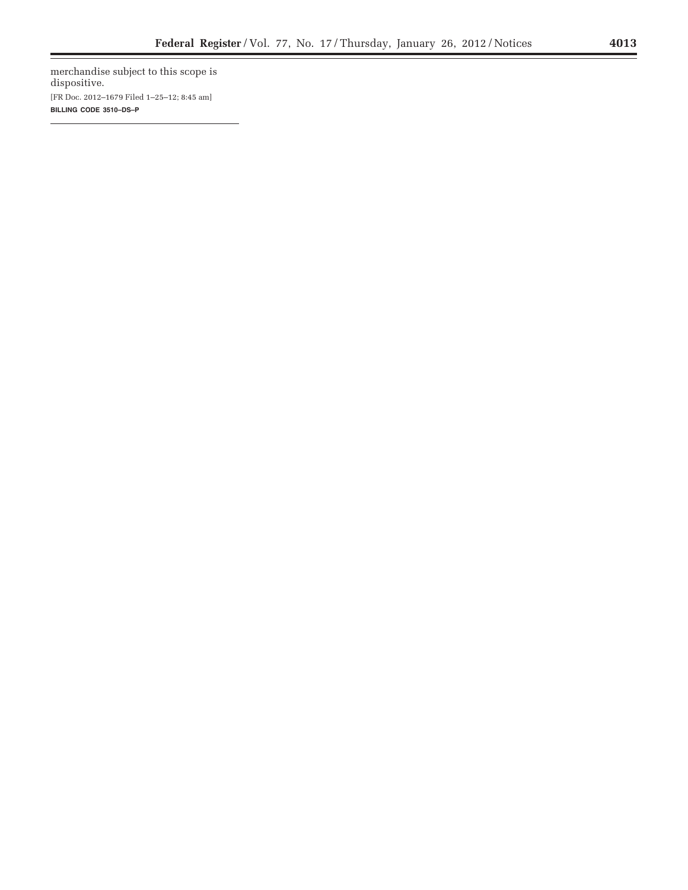merchandise subject to this scope is dispositive.

[FR Doc. 2012–1679 Filed 1–25–12; 8:45 am]

**BILLING CODE 3510–DS–P**